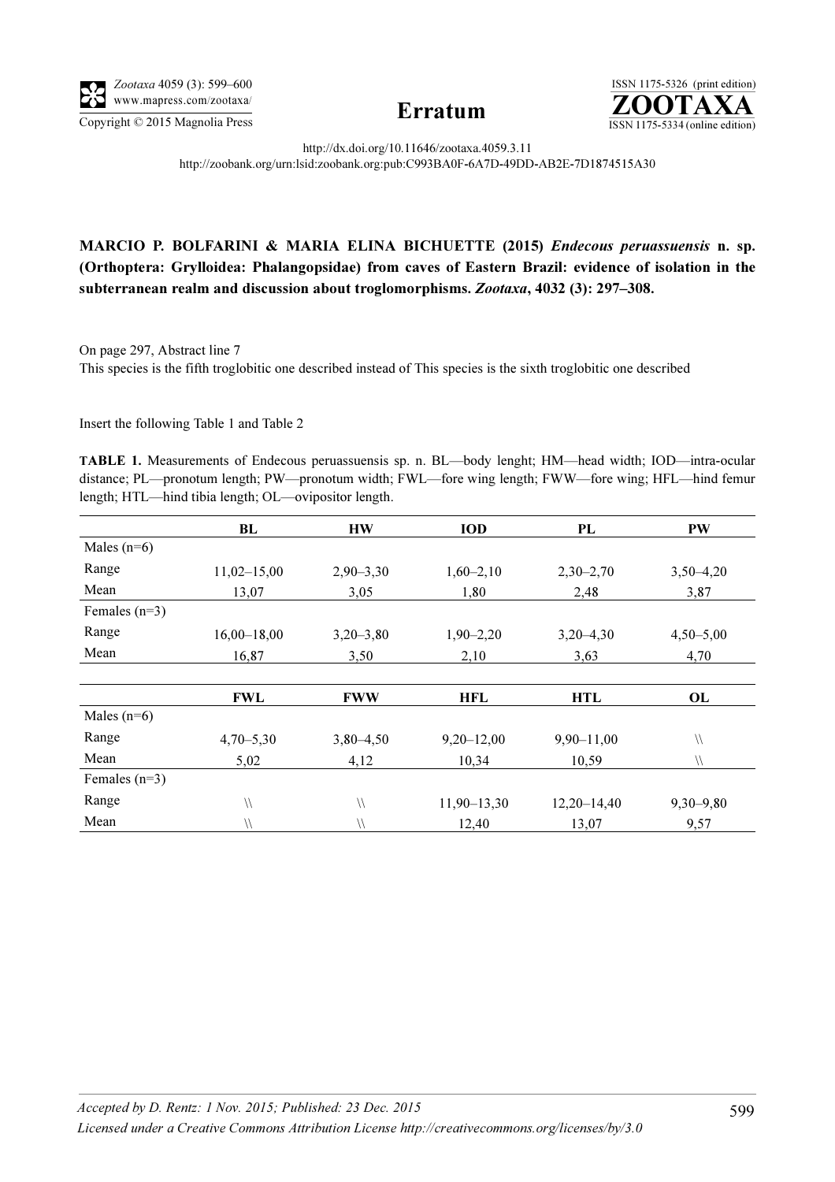# Erratum

http://dx.doi.org/10.11646/zootaxa.4059.3.11
http://zoobank.org/urn:lsid:zoobank.org:pub:C993BA0F-6A7D-49DD-AB2E-7D1874515A30

**MARCIO P. BOLFARINI & MARIA ELINA BICHUETTE (2015) *Endecous peruassuensis* n. sp. (Orthoptera: Grylloidea: Phalangopsidae) from caves of Eastern Brazil: evidence of isolation in the subterranean realm and discussion about troglomorphisms. *Zootaxa*, 4032 (3): 297–308.**

On page 297, Abstract line 7
This species is the fifth troglobitic one described instead of This species is the sixth troglobitic one described

Insert the following Table 1 and Table 2

**TABLE 1.** Measurements of Endecous peruassuensis sp. n. BL—body lenght; HM—head width; IOD—intra-ocular distance; PL—pronotum length; PW—pronotum width; FWL—fore wing length; FWW—fore wing; HFL—hind femur length; HTL—hind tibia length; OL—ovipositor length.

| | BL | HW | IOD | PL | PW |
|---|---|---|---|---|---|
| Males (n=6) | | | | | |
| Range | 11,02–15,00 | 2,90–3,30 | 1,60–2,10 | 2,30–2,70 | 3,50–4,20 |
| Mean | 13,07 | 3,05 | 1,80 | 2,48 | 3,87 |
| Females (n=3) | | | | | |
| Range | 16,00–18,00 | 3,20–3,80 | 1,90–2,20 | 3,20–4,30 | 4,50–5,00 |
| Mean | 16,87 | 3,50 | 2,10 | 3,63 | 4,70 |

| | FWL | FWW | HFL | HTL | OL |
|---|---|---|---|---|---|
| Males (n=6) | | | | | |
| Range | 4,70–5,30 | 3,80–4,50 | 9,20–12,00 | 9,90–11,00 | \\ |
| Mean | 5,02 | 4,12 | 10,34 | 10,59 | \\ |
| Females (n=3) | | | | | |
| Range | \\ | \\ | 11,90–13,30 | 12,20–14,40 | 9,30–9,80 |
| Mean | \\ | \\ | 12,40 | 13,07 | 9,57 |

*Accepted by D. Rentz: 1 Nov. 2015; Published: 23 Dec. 2015*

*Licensed under a Creative Commons Attribution License http://creativecommons.org/licenses/by/3.0*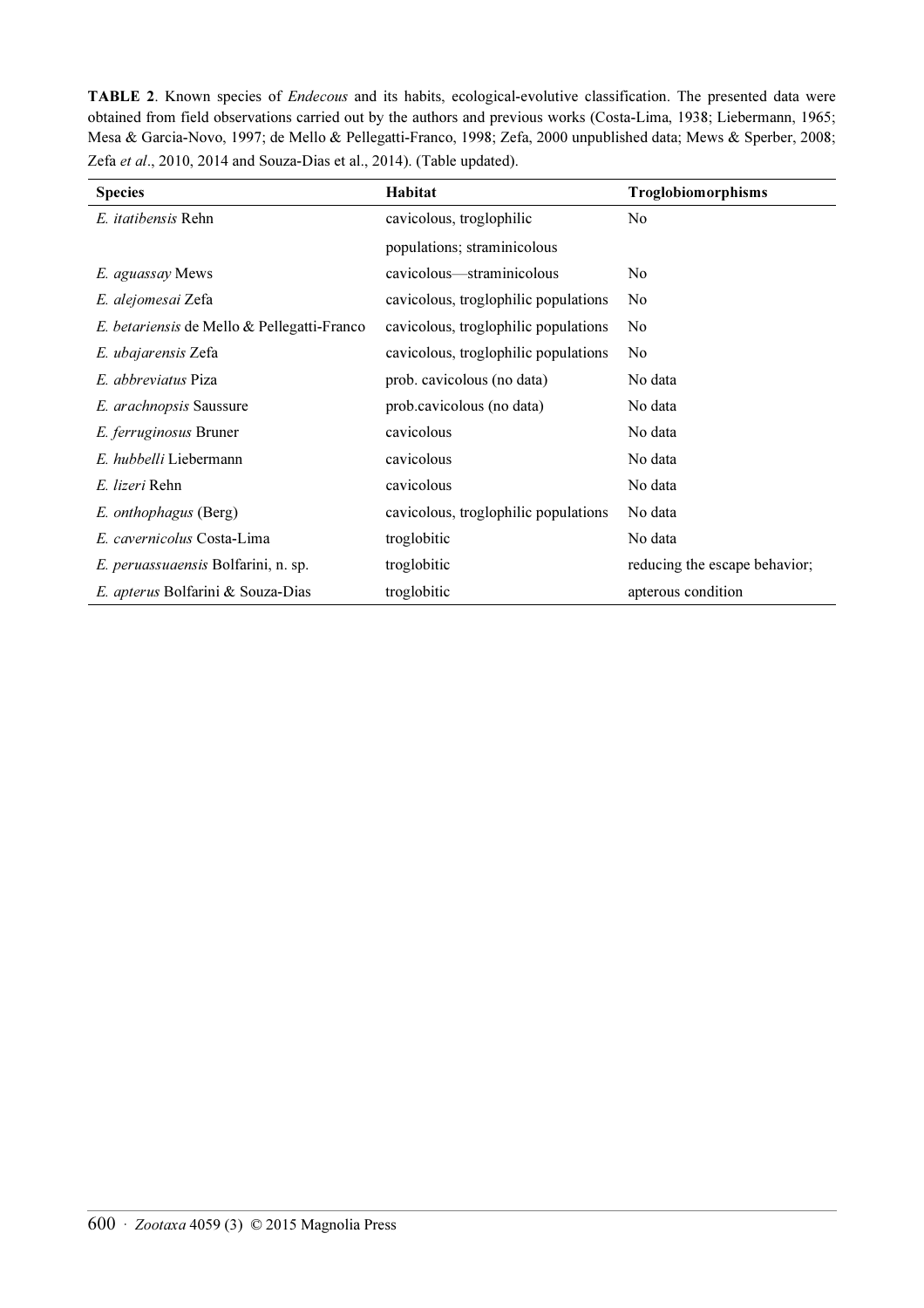**TABLE 2**. Known species of *Endecous* and its habits, ecological-evolutive classification. The presented data were obtained from field observations carried out by the authors and previous works (Costa-Lima, 1938; Liebermann, 1965; Mesa & Garcia-Novo, 1997; de Mello & Pellegatti-Franco, 1998; Zefa, 2000 unpublished data; Mews & Sperber, 2008; Zefa *et al*., 2010, 2014 and Souza-Dias et al., 2014). (Table updated).

| Species | Habitat | Troglobiomorphisms |
|---|---|---|
| *E. itatibensis* Rehn | cavicolous, troglophilic populations; straminicolous | No |
| *E. aguassay* Mews | cavicolous—straminicolous | No |
| *E. alejomesai* Zefa | cavicolous, troglophilic populations | No |
| *E. betariensis* de Mello & Pellegatti-Franco | cavicolous, troglophilic populations | No |
| *E. ubajarensis* Zefa | cavicolous, troglophilic populations | No |
| *E. abbreviatus* Piza | prob. cavicolous (no data) | No data |
| *E. arachnopsis* Saussure | prob.cavicolous (no data) | No data |
| *E. ferruginosus* Bruner | cavicolous | No data |
| *E. hubbelli* Liebermann | cavicolous | No data |
| *E. lizeri* Rehn | cavicolous | No data |
| *E. onthophagus* (Berg) | cavicolous, troglophilic populations | No data |
| *E. cavernicolus* Costa-Lima | troglobitic | No data |
| *E. peruassuaensis* Bolfarini, n. sp. | troglobitic | reducing the escape behavior; |
| *E. apterus* Bolfarini & Souza-Dias | troglobitic | apterous condition |